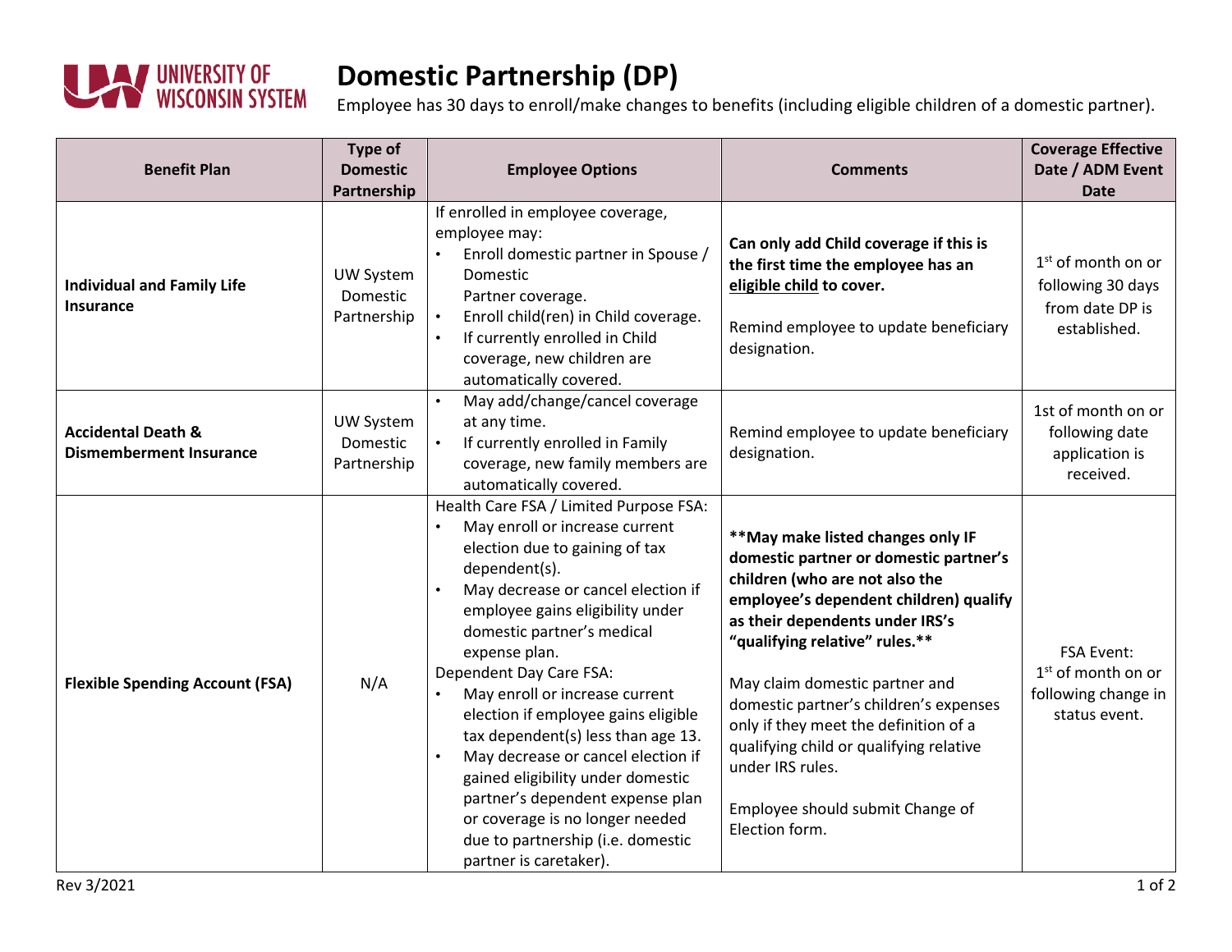# Domestic Partnership (DP)

Employee has 30 days to enroll/make changes to benefits (including eligible children of a domestic partner).

| Benefit Plan | Type of Domestic Partnership | Employee Options | Comments | Coverage Effective Date / ADM Event Date |
|---|---|---|---|---|
| **Individual and Family Life Insurance** | UW System Domestic Partnership | If enrolled in employee coverage, employee may:<br>• Enroll domestic partner in Spouse / Domestic Partner coverage.<br>• Enroll child(ren) in Child coverage.<br>• If currently enrolled in Child coverage, new children are automatically covered. | **Can only add Child coverage if this is the first time the employee has an eligible child to cover.**<br><br>Remind employee to update beneficiary designation. | 1st of month on or following 30 days from date DP is established. |
| **Accidental Death & Dismemberment Insurance** | UW System Domestic Partnership | • May add/change/cancel coverage at any time.<br>• If currently enrolled in Family coverage, new family members are automatically covered. | Remind employee to update beneficiary designation. | 1st of month on or following date application is received. |
| **Flexible Spending Account (FSA)** | N/A | Health Care FSA / Limited Purpose FSA:<br>• May enroll or increase current election due to gaining of tax dependent(s).<br>• May decrease or cancel election if employee gains eligibility under domestic partner's medical expense plan.<br>Dependent Day Care FSA:<br>• May enroll or increase current election if employee gains eligible tax dependent(s) less than age 13.<br>• May decrease or cancel election if gained eligibility under domestic partner's dependent expense plan or coverage is no longer needed due to partnership (i.e. domestic partner is caretaker). | **\*\*May make listed changes only IF domestic partner or domestic partner's children (who are not also the employee's dependent children) qualify as their dependents under IRS's "qualifying relative" rules.\*\***<br><br>May claim domestic partner and domestic partner's children's expenses only if they meet the definition of a qualifying child or qualifying relative under IRS rules.<br><br>Employee should submit Change of Election form. | FSA Event:<br>1st of month on or following change in status event. |

Rev 3/2021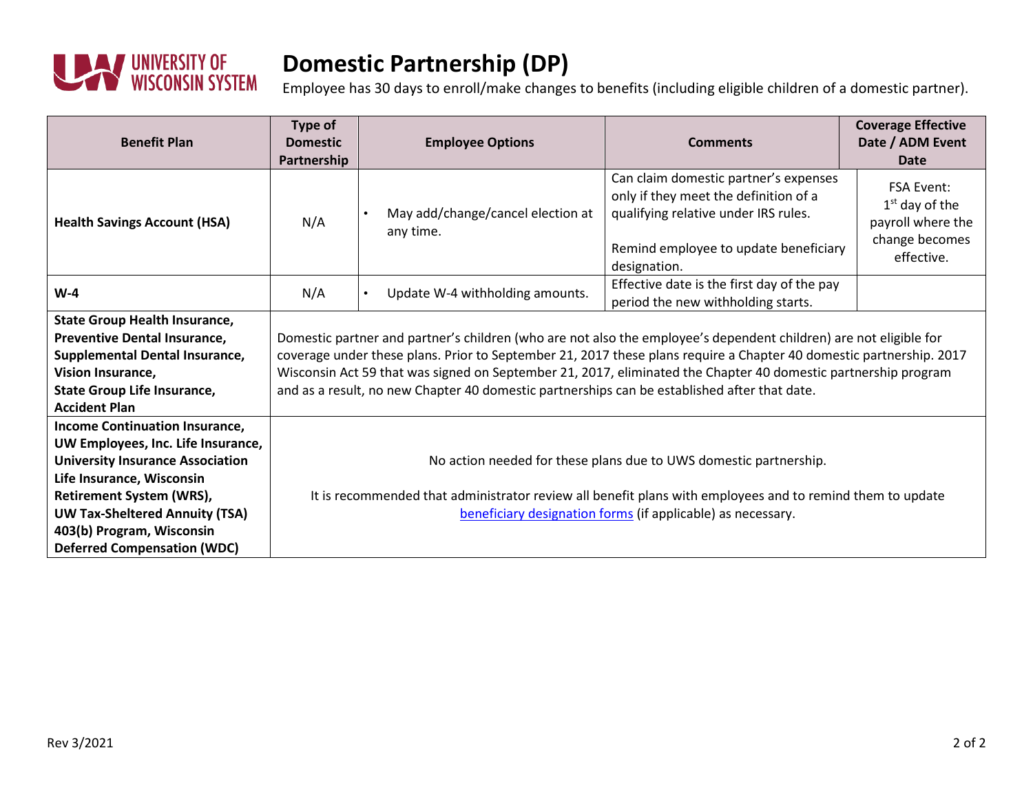# Domestic Partnership (DP)

Employee has 30 days to enroll/make changes to benefits (including eligible children of a domestic partner).

| Benefit Plan | Type of Domestic Partnership | Employee Options | Comments | Coverage Effective Date / ADM Event Date |
|---|---|---|---|---|
| **Health Savings Account (HSA)** | N/A | • May add/change/cancel election at any time. | Can claim domestic partner's expenses only if they meet the definition of a qualifying relative under IRS rules. Remind employee to update beneficiary designation. | FSA Event: 1st day of the payroll where the change becomes effective. |
| **W-4** | N/A | • Update W-4 withholding amounts. | Effective date is the first day of the pay period the new withholding starts. | |
| **State Group Health Insurance, Preventive Dental Insurance, Supplemental Dental Insurance, Vision Insurance, State Group Life Insurance, Accident Plan** | Domestic partner and partner's children (who are not also the employee's dependent children) are not eligible for coverage under these plans. Prior to September 21, 2017 these plans require a Chapter 40 domestic partnership. 2017 Wisconsin Act 59 that was signed on September 21, 2017, eliminated the Chapter 40 domestic partnership program and as a result, no new Chapter 40 domestic partnerships can be established after that date. | | | |
| **Income Continuation Insurance, UW Employees, Inc. Life Insurance, University Insurance Association Life Insurance, Wisconsin Retirement System (WRS), UW Tax-Sheltered Annuity (TSA) 403(b) Program, Wisconsin Deferred Compensation (WDC)** | No action needed for these plans due to UWS domestic partnership. It is recommended that administrator review all benefit plans with employees and to remind them to update beneficiary designation forms (if applicable) as necessary. | | | |

Rev 3/2021